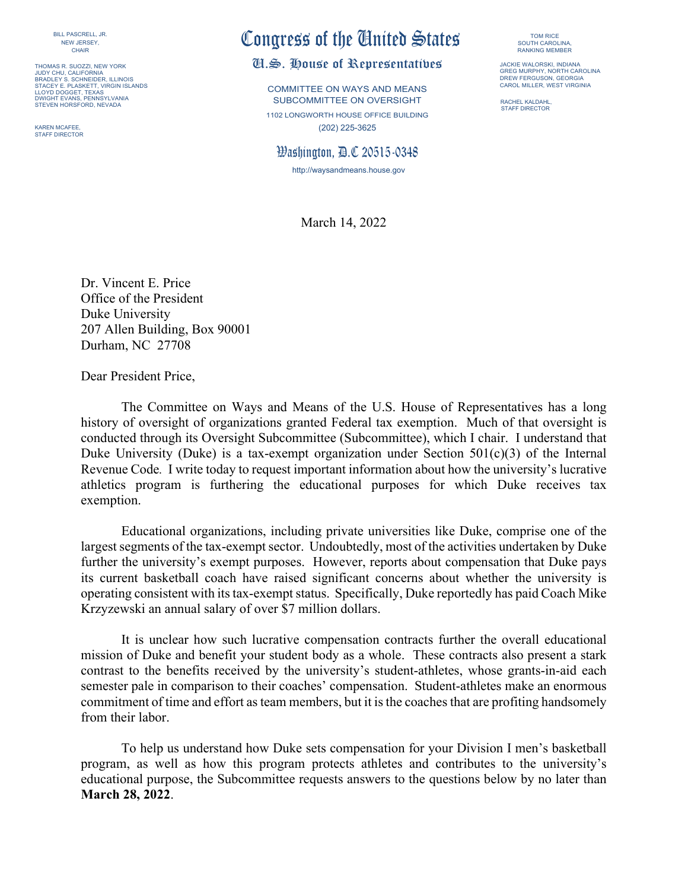BILL PASCRELL, JR.
NEW JERSEY,
CHAIR

THOMAS R. SUOZZI, NEW YORK
JUDY CHU, CALIFORNIA
BRADLEY S. SCHNEIDER, ILLINOIS
STACEY E. PLASKETT, VIRGIN ISLANDS
LLOYD DOGGET, TEXAS
DWIGHT EVANS, PENNSYLVANIA
STEVEN HORSFORD, NEVADA

KAREN MCAFEE,
STAFF DIRECTOR

# Congress of the United States

## U.S. House of Representatives

COMMITTEE ON WAYS AND MEANS
SUBCOMMITTEE ON OVERSIGHT

1102 LONGWORTH HOUSE OFFICE BUILDING
(202) 225-3625

Washington, D.C 20515-0348

http://waysandmeans.house.gov

TOM RICE
SOUTH CAROLINA,
RANKING MEMBER

JACKIE WALORSKI, INDIANA
GREG MURPHY, NORTH CAROLINA
DREW FERGUSON, GEORGIA
CAROL MILLER, WEST VIRGINIA

RACHEL KALDAHL,
STAFF DIRECTOR

March 14, 2022

Dr. Vincent E. Price
Office of the President
Duke University
207 Allen Building, Box 90001
Durham, NC 27708

Dear President Price,

The Committee on Ways and Means of the U.S. House of Representatives has a long history of oversight of organizations granted Federal tax exemption. Much of that oversight is conducted through its Oversight Subcommittee (Subcommittee), which I chair. I understand that Duke University (Duke) is a tax-exempt organization under Section 501(c)(3) of the Internal Revenue Code. I write today to request important information about how the university's lucrative athletics program is furthering the educational purposes for which Duke receives tax exemption.

Educational organizations, including private universities like Duke, comprise one of the largest segments of the tax-exempt sector. Undoubtedly, most of the activities undertaken by Duke further the university's exempt purposes. However, reports about compensation that Duke pays its current basketball coach have raised significant concerns about whether the university is operating consistent with its tax-exempt status. Specifically, Duke reportedly has paid Coach Mike Krzyzewski an annual salary of over $7 million dollars.

It is unclear how such lucrative compensation contracts further the overall educational mission of Duke and benefit your student body as a whole. These contracts also present a stark contrast to the benefits received by the university's student-athletes, whose grants-in-aid each semester pale in comparison to their coaches' compensation. Student-athletes make an enormous commitment of time and effort as team members, but it is the coaches that are profiting handsomely from their labor.

To help us understand how Duke sets compensation for your Division I men's basketball program, as well as how this program protects athletes and contributes to the university's educational purpose, the Subcommittee requests answers to the questions below by no later than **March 28, 2022**.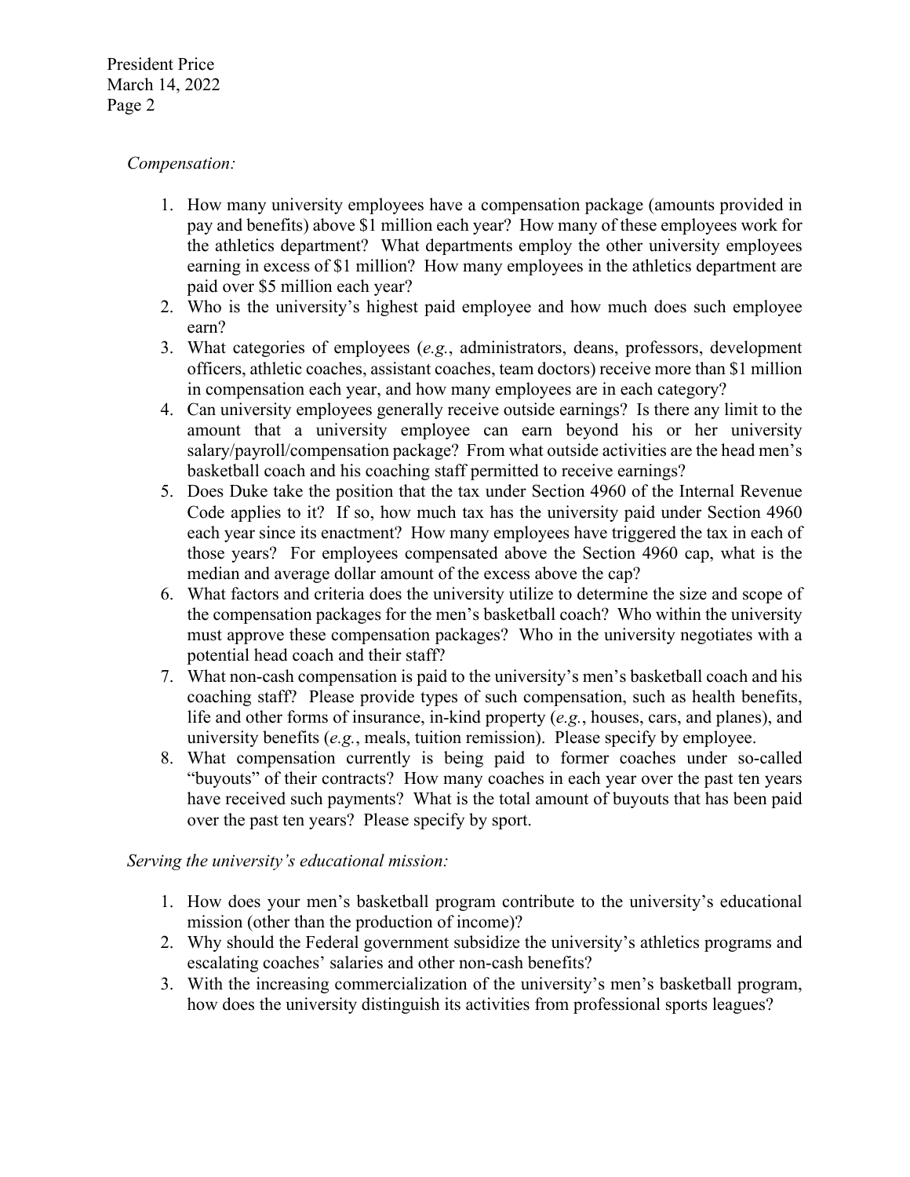*Compensation:*

1. How many university employees have a compensation package (amounts provided in pay and benefits) above $1 million each year? How many of these employees work for the athletics department? What departments employ the other university employees earning in excess of $1 million? How many employees in the athletics department are paid over $5 million each year?
2. Who is the university's highest paid employee and how much does such employee earn?
3. What categories of employees (*e.g.*, administrators, deans, professors, development officers, athletic coaches, assistant coaches, team doctors) receive more than $1 million in compensation each year, and how many employees are in each category?
4. Can university employees generally receive outside earnings? Is there any limit to the amount that a university employee can earn beyond his or her university salary/payroll/compensation package? From what outside activities are the head men's basketball coach and his coaching staff permitted to receive earnings?
5. Does Duke take the position that the tax under Section 4960 of the Internal Revenue Code applies to it? If so, how much tax has the university paid under Section 4960 each year since its enactment? How many employees have triggered the tax in each of those years? For employees compensated above the Section 4960 cap, what is the median and average dollar amount of the excess above the cap?
6. What factors and criteria does the university utilize to determine the size and scope of the compensation packages for the men's basketball coach? Who within the university must approve these compensation packages? Who in the university negotiates with a potential head coach and their staff?
7. What non-cash compensation is paid to the university's men's basketball coach and his coaching staff? Please provide types of such compensation, such as health benefits, life and other forms of insurance, in-kind property (*e.g.*, houses, cars, and planes), and university benefits (*e.g.*, meals, tuition remission). Please specify by employee.
8. What compensation currently is being paid to former coaches under so-called "buyouts" of their contracts? How many coaches in each year over the past ten years have received such payments? What is the total amount of buyouts that has been paid over the past ten years? Please specify by sport.

*Serving the university's educational mission:*

1. How does your men's basketball program contribute to the university's educational mission (other than the production of income)?
2. Why should the Federal government subsidize the university's athletics programs and escalating coaches' salaries and other non-cash benefits?
3. With the increasing commercialization of the university's men's basketball program, how does the university distinguish its activities from professional sports leagues?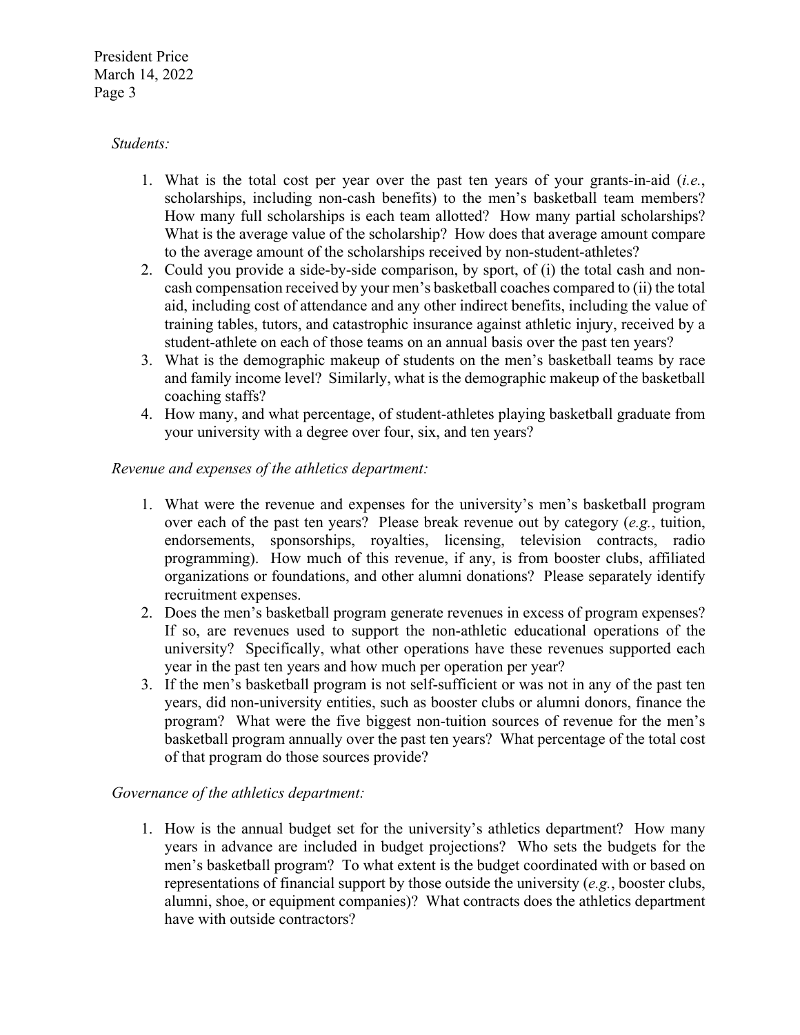*Students:*

1. What is the total cost per year over the past ten years of your grants-in-aid (*i.e.*, scholarships, including non-cash benefits) to the men's basketball team members? How many full scholarships is each team allotted? How many partial scholarships? What is the average value of the scholarship? How does that average amount compare to the average amount of the scholarships received by non-student-athletes?
2. Could you provide a side-by-side comparison, by sport, of (i) the total cash and non-cash compensation received by your men's basketball coaches compared to (ii) the total aid, including cost of attendance and any other indirect benefits, including the value of training tables, tutors, and catastrophic insurance against athletic injury, received by a student-athlete on each of those teams on an annual basis over the past ten years?
3. What is the demographic makeup of students on the men's basketball teams by race and family income level? Similarly, what is the demographic makeup of the basketball coaching staffs?
4. How many, and what percentage, of student-athletes playing basketball graduate from your university with a degree over four, six, and ten years?

*Revenue and expenses of the athletics department:*

1. What were the revenue and expenses for the university's men's basketball program over each of the past ten years? Please break revenue out by category (*e.g.*, tuition, endorsements, sponsorships, royalties, licensing, television contracts, radio programming). How much of this revenue, if any, is from booster clubs, affiliated organizations or foundations, and other alumni donations? Please separately identify recruitment expenses.
2. Does the men's basketball program generate revenues in excess of program expenses? If so, are revenues used to support the non-athletic educational operations of the university? Specifically, what other operations have these revenues supported each year in the past ten years and how much per operation per year?
3. If the men's basketball program is not self-sufficient or was not in any of the past ten years, did non-university entities, such as booster clubs or alumni donors, finance the program? What were the five biggest non-tuition sources of revenue for the men's basketball program annually over the past ten years? What percentage of the total cost of that program do those sources provide?

*Governance of the athletics department:*

1. How is the annual budget set for the university's athletics department? How many years in advance are included in budget projections? Who sets the budgets for the men's basketball program? To what extent is the budget coordinated with or based on representations of financial support by those outside the university (*e.g.*, booster clubs, alumni, shoe, or equipment companies)? What contracts does the athletics department have with outside contractors?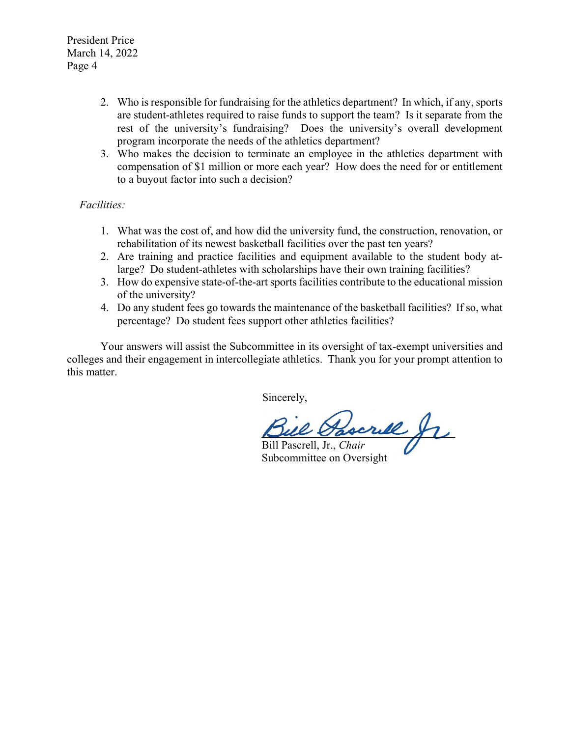2. Who is responsible for fundraising for the athletics department? In which, if any, sports are student-athletes required to raise funds to support the team? Is it separate from the rest of the university's fundraising? Does the university's overall development program incorporate the needs of the athletics department?
3. Who makes the decision to terminate an employee in the athletics department with compensation of $1 million or more each year? How does the need for or entitlement to a buyout factor into such a decision?

*Facilities:*

1. What was the cost of, and how did the university fund, the construction, renovation, or rehabilitation of its newest basketball facilities over the past ten years?
2. Are training and practice facilities and equipment available to the student body at-large? Do student-athletes with scholarships have their own training facilities?
3. How do expensive state-of-the-art sports facilities contribute to the educational mission of the university?
4. Do any student fees go towards the maintenance of the basketball facilities? If so, what percentage? Do student fees support other athletics facilities?

Your answers will assist the Subcommittee in its oversight of tax-exempt universities and colleges and their engagement in intercollegiate athletics. Thank you for your prompt attention to this matter.

Sincerely,

Bill Pascrell Jr

Bill Pascrell, Jr., *Chair*
Subcommittee on Oversight